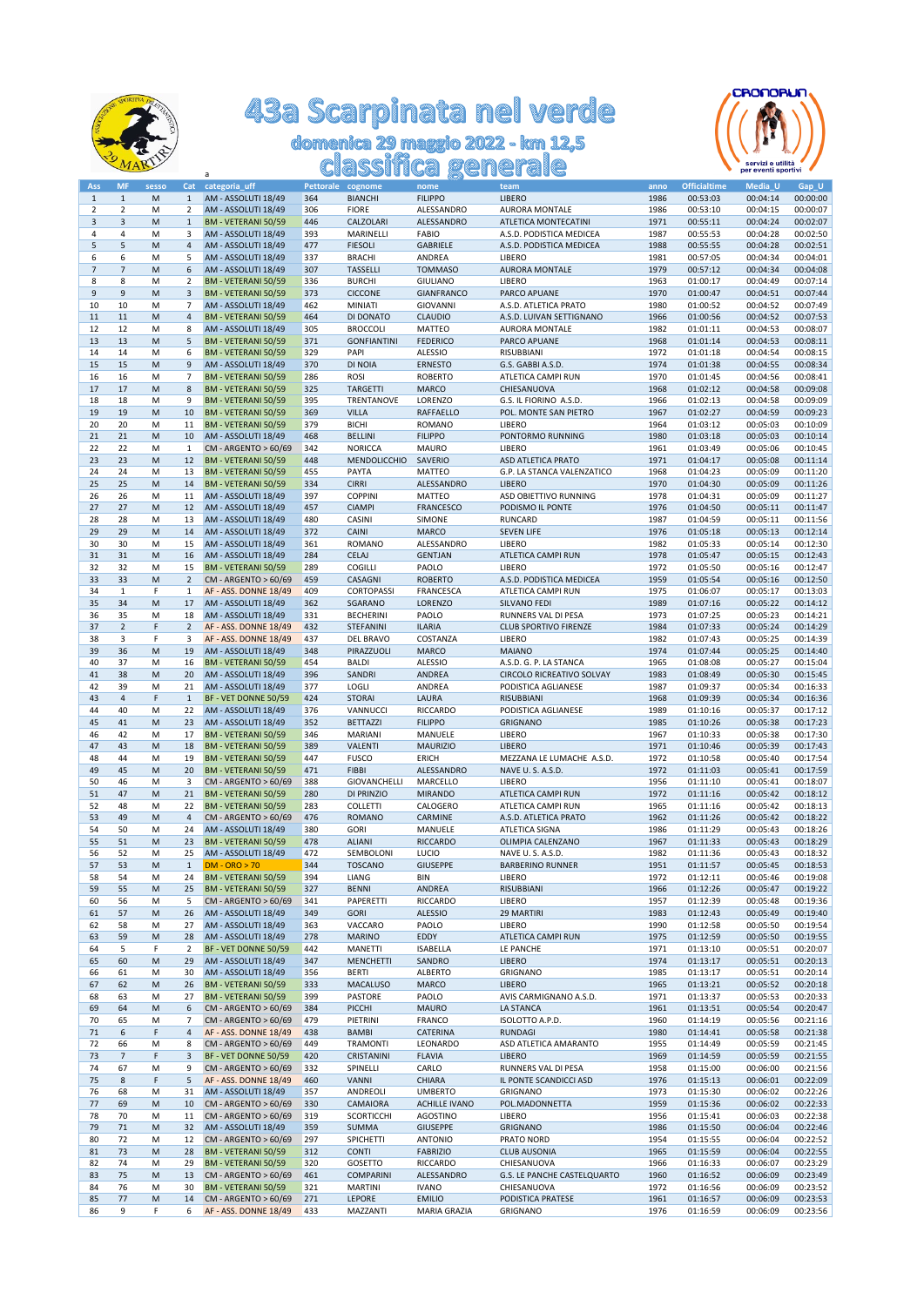# 43a Scarpinata nel verde

## domenica 29 maggio 2022 - km 12,5

## classifica generale

| Ass | MF | sesso | Cat | categoria_uff | Pettorale | cognome | nome | team | anno | Officialtime | Media_U | Gap_U |
|---|---|---|---|---|---|---|---|---|---|---|---|---|
| 1 | 1 | M | 1 | AM - ASSOLUTI 18/49 | 364 | BIANCHI | FILIPPO | LIBERO | 1986 | 00:53:03 | 00:04:14 | 00:00:00 |
| 2 | 2 | M | 2 | AM - ASSOLUTI 18/49 | 306 | FIORE | ALESSANDRO | AURORA MONTALE | 1986 | 00:53:10 | 00:04:15 | 00:00:07 |
| 3 | 3 | M | 1 | BM - VETERANI 50/59 | 446 | CALZOLARI | ALESSANDRO | ATLETICA MONTECATINI | 1971 | 00:55:11 | 00:04:24 | 00:02:07 |
| 4 | 4 | M | 3 | AM - ASSOLUTI 18/49 | 393 | MARINELLI | FABIO | A.S.D. PODISTICA MEDICEA | 1987 | 00:55:53 | 00:04:28 | 00:02:50 |
| 5 | 5 | M | 4 | AM - ASSOLUTI 18/49 | 477 | FIESOLI | GABRIELE | A.S.D. PODISTICA MEDICEA | 1988 | 00:55:55 | 00:04:28 | 00:02:51 |
| 6 | 6 | M | 5 | AM - ASSOLUTI 18/49 | 337 | BRACHI | ANDREA | LIBERO | 1981 | 00:57:05 | 00:04:34 | 00:04:01 |
| 7 | 7 | M | 6 | AM - ASSOLUTI 18/49 | 307 | TASSELLI | TOMMASO | AURORA MONTALE | 1979 | 00:57:12 | 00:04:34 | 00:04:08 |
| 8 | 8 | M | 2 | BM - VETERANI 50/59 | 336 | BURCHI | GIULIANO | LIBERO | 1963 | 01:00:17 | 00:04:49 | 00:07:14 |
| 9 | 9 | M | 3 | BM - VETERANI 50/59 | 373 | CICCONE | GIANFRANCO | PARCO APUANE | 1970 | 01:00:47 | 00:04:51 | 00:07:44 |
| 10 | 10 | M | 7 | AM - ASSOLUTI 18/49 | 462 | MINIATI | GIOVANNI | A.S.D. ATLETICA PRATO | 1980 | 01:00:52 | 00:04:52 | 00:07:49 |
| 11 | 11 | M | 4 | BM - VETERANI 50/59 | 464 | DI DONATO | CLAUDIO | A.S.D. LUIVAN SETTIGNANO | 1966 | 01:00:56 | 00:04:52 | 00:07:53 |
| 12 | 12 | M | 8 | AM - ASSOLUTI 18/49 | 305 | BROCCOLI | MATTEO | AURORA MONTALE | 1982 | 01:01:11 | 00:04:53 | 00:08:07 |
| 13 | 13 | M | 5 | BM - VETERANI 50/59 | 371 | GONFIANTINI | FEDERICO | PARCO APUANE | 1968 | 01:01:14 | 00:04:53 | 00:08:11 |
| 14 | 14 | M | 6 | BM - VETERANI 50/59 | 329 | PAPI | ALESSIO | RISUBBIANI | 1972 | 01:01:18 | 00:04:54 | 00:08:15 |
| 15 | 15 | M | 9 | AM - ASSOLUTI 18/49 | 370 | DI NOIA | ERNESTO | G.S. GABBI A.S.D. | 1974 | 01:01:38 | 00:04:55 | 00:08:34 |
| 16 | 16 | M | 7 | BM - VETERANI 50/59 | 286 | ROSI | ROBERTO | ATLETICA CAMPI RUN | 1970 | 01:01:45 | 00:04:56 | 00:08:41 |
| 17 | 17 | M | 8 | BM - VETERANI 50/59 | 325 | TARGETTI | MARCO | CHIESANUOVA | 1968 | 01:02:12 | 00:04:58 | 00:09:08 |
| 18 | 18 | M | 9 | BM - VETERANI 50/59 | 395 | TRENTANOVE | LORENZO | G.S. IL FIORINO A.S.D. | 1966 | 01:02:13 | 00:04:58 | 00:09:09 |
| 19 | 19 | M | 10 | BM - VETERANI 50/59 | 369 | VILLA | RAFFAELLO | POL. MONTE SAN PIETRO | 1967 | 01:02:27 | 00:04:59 | 00:09:23 |
| 20 | 20 | M | 11 | BM - VETERANI 50/59 | 379 | BICHI | ROMANO | LIBERO | 1964 | 01:03:12 | 00:05:03 | 00:10:09 |
| 21 | 21 | M | 10 | AM - ASSOLUTI 18/49 | 468 | BELLINI | FILIPPO | PONTORMO RUNNING | 1980 | 01:03:18 | 00:05:03 | 00:10:14 |
| 22 | 22 | M | 1 | CM - ARGENTO > 60/69 | 342 | NORICCA | MAURO | LIBERO | 1961 | 01:03:49 | 00:05:06 | 00:10:45 |
| 23 | 23 | M | 12 | BM - VETERANI 50/59 | 448 | MENDOLICCHIO | SAVERIO | ASD ATLETICA PRATO | 1971 | 01:04:17 | 00:05:08 | 00:11:14 |
| 24 | 24 | M | 13 | BM - VETERANI 50/59 | 455 | PAYTA | MATTEO | G.P. LA STANCA VALENZATICO | 1968 | 01:04:23 | 00:05:09 | 00:11:20 |
| 25 | 25 | M | 14 | BM - VETERANI 50/59 | 334 | CIRRI | ALESSANDRO | LIBERO | 1970 | 01:04:30 | 00:05:09 | 00:11:26 |
| 26 | 26 | M | 11 | AM - ASSOLUTI 18/49 | 397 | COPPINI | MATTEO | ASD OBIETTIVO RUNNING | 1978 | 01:04:31 | 00:05:09 | 00:11:27 |
| 27 | 27 | M | 12 | AM - ASSOLUTI 18/49 | 457 | CIAMPI | FRANCESCO | PODISMO IL PONTE | 1976 | 01:04:50 | 00:05:11 | 00:11:47 |
| 28 | 28 | M | 13 | AM - ASSOLUTI 18/49 | 480 | CASINI | SIMONE | RUNCARD | 1987 | 01:04:59 | 00:05:11 | 00:11:56 |
| 29 | 29 | M | 14 | AM - ASSOLUTI 18/49 | 372 | CAINI | MARCO | SEVEN LIFE | 1976 | 01:05:18 | 00:05:13 | 00:12:14 |
| 30 | 30 | M | 15 | AM - ASSOLUTI 18/49 | 361 | ROMANO | ALESSANDRO | LIBERO | 1982 | 01:05:33 | 00:05:14 | 00:12:30 |
| 31 | 31 | M | 16 | AM - ASSOLUTI 18/49 | 284 | CELAJ | GENTJAN | ATLETICA CAMPI RUN | 1978 | 01:05:47 | 00:05:15 | 00:12:43 |
| 32 | 32 | M | 15 | BM - VETERANI 50/59 | 289 | COGILLI | PAOLO | LIBERO | 1972 | 01:05:50 | 00:05:16 | 00:12:47 |
| 33 | 33 | M | 2 | CM - ARGENTO > 60/69 | 459 | CASAGNI | ROBERTO | A.S.D. PODISTICA MEDICEA | 1959 | 01:05:54 | 00:05:16 | 00:12:50 |
| 34 | 1 | F | 1 | AF - ASS. DONNE 18/49 | 409 | CORTOPASSI | FRANCESCA | ATLETICA CAMPI RUN | 1975 | 01:06:07 | 00:05:17 | 00:13:03 |
| 35 | 34 | M | 17 | AM - ASSOLUTI 18/49 | 362 | SGARANO | LORENZO | SILVANO FEDI | 1989 | 01:07:16 | 00:05:22 | 00:14:12 |
| 36 | 35 | M | 18 | AM - ASSOLUTI 18/49 | 331 | BECHERINI | PAOLO | RUNNERS VAL DI PESA | 1973 | 01:07:25 | 00:05:23 | 00:14:21 |
| 37 | 2 | F | 2 | AF - ASS. DONNE 18/49 | 432 | STEFANINI | ILARIA | CLUB SPORTIVO FIRENZE | 1984 | 01:07:33 | 00:05:24 | 00:14:29 |
| 38 | 3 | F | 3 | AF - ASS. DONNE 18/49 | 437 | DEL BRAVO | COSTANZA | LIBERO | 1982 | 01:07:43 | 00:05:25 | 00:14:39 |
| 39 | 36 | M | 19 | AM - ASSOLUTI 18/49 | 348 | PIRAZZUOLI | MARCO | MAIANO | 1974 | 01:07:44 | 00:05:25 | 00:14:40 |
| 40 | 37 | M | 16 | BM - VETERANI 50/59 | 454 | BALDI | ALESSIO | A.S.D. G. P. LA STANCA | 1965 | 01:08:08 | 00:05:27 | 00:15:04 |
| 41 | 38 | M | 20 | AM - ASSOLUTI 18/49 | 396 | SANDRI | ANDREA | CIRCOLO RICREATIVO SOLVAY | 1983 | 01:08:49 | 00:05:30 | 00:15:45 |
| 42 | 39 | M | 21 | AM - ASSOLUTI 18/49 | 377 | LOGLI | ANDREA | PODISTICA AGLIANESE | 1987 | 01:09:37 | 00:05:34 | 00:16:33 |
| 43 | 4 | F | 1 | BF - VET DONNE 50/59 | 424 | STORAI | LAURA | RISUBBIANI | 1968 | 01:09:39 | 00:05:34 | 00:16:36 |
| 44 | 40 | M | 22 | AM - ASSOLUTI 18/49 | 376 | VANNUCCI | RICCARDO | PODISTICA AGLIANESE | 1989 | 01:10:16 | 00:05:37 | 00:17:12 |
| 45 | 41 | M | 23 | AM - ASSOLUTI 18/49 | 352 | BETTAZZI | FILIPPO | GRIGNANO | 1985 | 01:10:26 | 00:05:38 | 00:17:23 |
| 46 | 42 | M | 17 | BM - VETERANI 50/59 | 346 | MARIANI | MANUELE | LIBERO | 1967 | 01:10:33 | 00:05:38 | 00:17:30 |
| 47 | 43 | M | 18 | BM - VETERANI 50/59 | 389 | VALENTI | MAURIZIO | LIBERO | 1971 | 01:10:46 | 00:05:39 | 00:17:43 |
| 48 | 44 | M | 19 | BM - VETERANI 50/59 | 447 | FUSCO | ERICH | MEZZANA LE LUMACHE A.S.D. | 1972 | 01:10:58 | 00:05:40 | 00:17:54 |
| 49 | 45 | M | 20 | BM - VETERANI 50/59 | 471 | FIBBI | ALESSANDRO | NAVE U. S. A.S.D. | 1972 | 01:11:03 | 00:05:41 | 00:17:59 |
| 50 | 46 | M | 3 | CM - ARGENTO > 60/69 | 388 | GIOVANCHELLI | MARCELLO | LIBERO | 1956 | 01:11:10 | 00:05:41 | 00:18:07 |
| 51 | 47 | M | 21 | BM - VETERANI 50/59 | 280 | DI PRINZIO | MIRANDO | ATLETICA CAMPI RUN | 1972 | 01:11:16 | 00:05:42 | 00:18:12 |
| 52 | 48 | M | 22 | BM - VETERANI 50/59 | 283 | COLLETTI | CALOGERO | ATLETICA CAMPI RUN | 1965 | 01:11:16 | 00:05:42 | 00:18:13 |
| 53 | 49 | M | 4 | CM - ARGENTO > 60/69 | 476 | ROMANO | CARMINE | A.S.D. ATLETICA PRATO | 1962 | 01:11:26 | 00:05:42 | 00:18:22 |
| 54 | 50 | M | 24 | AM - ASSOLUTI 18/49 | 380 | GORI | MANUELE | ATLETICA SIGNA | 1986 | 01:11:29 | 00:05:43 | 00:18:26 |
| 55 | 51 | M | 23 | BM - VETERANI 50/59 | 478 | ALIANI | RICCARDO | OLIMPIA CALENZANO | 1967 | 01:11:33 | 00:05:43 | 00:18:29 |
| 56 | 52 | M | 25 | AM - ASSOLUTI 18/49 | 472 | SEMBOLONI | LUCIO | NAVE U. S. A.S.D. | 1982 | 01:11:36 | 00:05:43 | 00:18:32 |
| 57 | 53 | M | 1 | DM - ORO > 70 | 344 | TOSCANO | GIUSEPPE | BARBERINO RUNNER | 1951 | 01:11:57 | 00:05:45 | 00:18:53 |
| 58 | 54 | M | 24 | BM - VETERANI 50/59 | 394 | LIANG | BIN | LIBERO | 1972 | 01:12:11 | 00:05:46 | 00:19:08 |
| 59 | 55 | M | 25 | BM - VETERANI 50/59 | 327 | BENNI | ANDREA | RISUBBIANI | 1966 | 01:12:26 | 00:05:47 | 00:19:22 |
| 60 | 56 | M | 5 | CM - ARGENTO > 60/69 | 341 | PAPERETTI | RICCARDO | LIBERO | 1957 | 01:12:39 | 00:05:48 | 00:19:36 |
| 61 | 57 | M | 26 | AM - ASSOLUTI 18/49 | 349 | GORI | ALESSIO | 29 MARTIRI | 1983 | 01:12:43 | 00:05:49 | 00:19:40 |
| 62 | 58 | M | 27 | AM - ASSOLUTI 18/49 | 363 | VACCARO | PAOLO | LIBERO | 1990 | 01:12:58 | 00:05:50 | 00:19:54 |
| 63 | 59 | M | 28 | AM - ASSOLUTI 18/49 | 278 | MARINO | EDDY | ATLETICA CAMPI RUN | 1975 | 01:12:59 | 00:05:50 | 00:19:55 |
| 64 | 5 | F | 2 | BF - VET DONNE 50/59 | 442 | MANETTI | ISABELLA | LE PANCHE | 1971 | 01:13:10 | 00:05:51 | 00:20:07 |
| 65 | 60 | M | 29 | AM - ASSOLUTI 18/49 | 347 | MENCHETTI | SANDRO | LIBERO | 1974 | 01:13:17 | 00:05:51 | 00:20:13 |
| 66 | 61 | M | 30 | AM - ASSOLUTI 18/49 | 356 | BERTI | ALBERTO | GRIGNANO | 1985 | 01:13:17 | 00:05:51 | 00:20:14 |
| 67 | 62 | M | 26 | BM - VETERANI 50/59 | 333 | MACALUSO | MARCO | LIBERO | 1965 | 01:13:21 | 00:05:52 | 00:20:18 |
| 68 | 63 | M | 27 | BM - VETERANI 50/59 | 399 | PASTORE | PAOLO | AVIS CARMIGNANO A.S.D. | 1971 | 01:13:37 | 00:05:53 | 00:20:33 |
| 69 | 64 | M | 6 | CM - ARGENTO > 60/69 | 384 | PICCHI | MAURO | LA STANCA | 1961 | 01:13:51 | 00:05:54 | 00:20:47 |
| 70 | 65 | M | 7 | CM - ARGENTO > 60/69 | 479 | PIETRINI | FRANCO | ISOLOTTO A.P.D. | 1960 | 01:14:19 | 00:05:56 | 00:21:16 |
| 71 | 6 | F | 4 | AF - ASS. DONNE 18/49 | 438 | BAMBI | CATERINA | RUNDAGI | 1980 | 01:14:41 | 00:05:58 | 00:21:38 |
| 72 | 66 | M | 8 | CM - ARGENTO > 60/69 | 449 | TRAMONTI | LEONARDO | ASD ATLETICA AMARANTO | 1955 | 01:14:49 | 00:05:59 | 00:21:45 |
| 73 | 7 | F | 3 | BF - VET DONNE 50/59 | 420 | CRISTANINI | FLAVIA | LIBERO | 1969 | 01:14:59 | 00:05:59 | 00:21:55 |
| 74 | 67 | M | 9 | CM - ARGENTO > 60/69 | 332 | SPINELLI | CARLO | RUNNERS VAL DI PESA | 1958 | 01:15:00 | 00:06:00 | 00:21:56 |
| 75 | 8 | F | 5 | AF - ASS. DONNE 18/49 | 460 | VANNI | CHIARA | IL PONTE SCANDICCI ASD | 1976 | 01:15:13 | 00:06:01 | 00:22:09 |
| 76 | 68 | M | 31 | AM - ASSOLUTI 18/49 | 357 | ANDREOLI | UMBERTO | GRIGNANO | 1973 | 01:15:30 | 00:06:02 | 00:22:26 |
| 77 | 69 | M | 10 | CM - ARGENTO > 60/69 | 330 | CAMAIORA | ACHILLE IVANO | POL.MADONNETTA | 1959 | 01:15:36 | 00:06:02 | 00:22:33 |
| 78 | 70 | M | 11 | CM - ARGENTO > 60/69 | 319 | SCORTICCHI | AGOSTINO | LIBERO | 1956 | 01:15:41 | 00:06:03 | 00:22:38 |
| 79 | 71 | M | 32 | AM - ASSOLUTI 18/49 | 359 | SUMMA | GIUSEPPE | GRIGNANO | 1986 | 01:15:50 | 00:06:04 | 00:22:46 |
| 80 | 72 | M | 12 | CM - ARGENTO > 60/69 | 297 | SPICHETTI | ANTONIO | PRATO NORD | 1954 | 01:15:55 | 00:06:04 | 00:22:52 |
| 81 | 73 | M | 28 | BM - VETERANI 50/59 | 312 | CONTI | FABRIZIO | CLUB AUSONIA | 1965 | 01:15:59 | 00:06:04 | 00:22:55 |
| 82 | 74 | M | 29 | BM - VETERANI 50/59 | 320 | GOSETTO | RICCARDO | CHIESANUOVA | 1966 | 01:16:33 | 00:06:07 | 00:23:29 |
| 83 | 75 | M | 13 | CM - ARGENTO > 60/69 | 461 | COMPARINI | ALESSANDRO | G.S. LE PANCHE CASTELQUARTO | 1960 | 01:16:52 | 00:06:09 | 00:23:49 |
| 84 | 76 | M | 30 | BM - VETERANI 50/59 | 321 | MARTINI | IVANO | CHIESANUOVA | 1972 | 01:16:56 | 00:06:09 | 00:23:52 |
| 85 | 77 | M | 14 | CM - ARGENTO > 60/69 | 271 | LEPORE | EMILIO | PODISTICA PRATESE | 1961 | 01:16:57 | 00:06:09 | 00:23:53 |
| 86 | 9 | F | 6 | AF - ASS. DONNE 18/49 | 433 | MAZZANTI | MARIA GRAZIA | GRIGNANO | 1976 | 01:16:59 | 00:06:09 | 00:23:56 |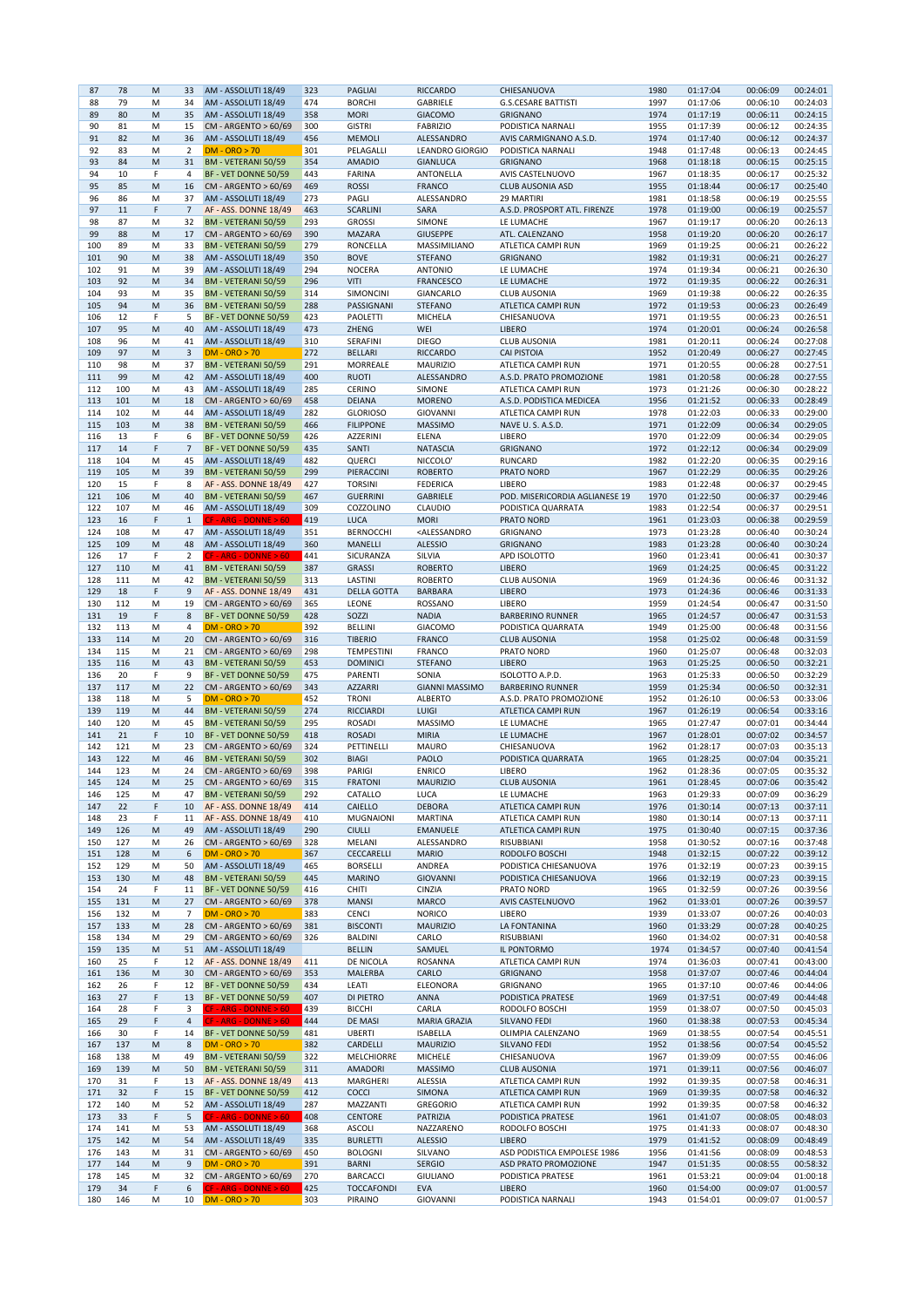| | | | | | | | | | | | | |
|---|---|---|---|---|---|---|---|---|---|---|---|---|
| 87 | 78 | M | 33 | AM - ASSOLUTI 18/49 | 323 | PAGLIAI | RICCARDO | CHIESANUOVA | 1980 | 01:17:04 | 00:06:09 | 00:24:01 |
| 88 | 79 | M | 34 | AM - ASSOLUTI 18/49 | 474 | BORCHI | GABRIELE | G.S.CESARE BATTISTI | 1997 | 01:17:06 | 00:06:10 | 00:24:03 |
| 89 | 80 | M | 35 | AM - ASSOLUTI 18/49 | 358 | MORI | GIACOMO | GRIGNANO | 1974 | 01:17:19 | 00:06:11 | 00:24:15 |
| 90 | 81 | M | 15 | CM - ARGENTO > 60/69 | 300 | GISTRI | FABRIZIO | PODISTICA NARNALI | 1955 | 01:17:39 | 00:06:12 | 00:24:35 |
| 91 | 82 | M | 36 | AM - ASSOLUTI 18/49 | 456 | MEMOLI | ALESSANDRO | AVIS CARMIGNANO A.S.D. | 1974 | 01:17:40 | 00:06:12 | 00:24:37 |
| 92 | 83 | M | 2 | DM - ORO > 70 | 301 | PELAGALLI | LEANDRO GIORGIO | PODISTICA NARNALI | 1948 | 01:17:48 | 00:06:13 | 00:24:45 |
| 93 | 84 | M | 31 | BM - VETERANI 50/59 | 354 | AMADIO | GIANLUCA | GRIGNANO | 1968 | 01:18:18 | 00:06:15 | 00:25:15 |
| 94 | 10 | F | 4 | BF - VET DONNE 50/59 | 443 | FARINA | ANTONELLA | AVIS CASTELNUOVO | 1967 | 01:18:35 | 00:06:17 | 00:25:32 |
| 95 | 85 | M | 16 | CM - ARGENTO > 60/69 | 469 | ROSSI | FRANCO | CLUB AUSONIA ASD | 1955 | 01:18:44 | 00:06:17 | 00:25:40 |
| 96 | 86 | M | 37 | AM - ASSOLUTI 18/49 | 273 | PAGLI | ALESSANDRO | 29 MARTIRI | 1981 | 01:18:58 | 00:06:19 | 00:25:55 |
| 97 | 11 | F | 7 | AF - ASS. DONNE 18/49 | 463 | SCARLINI | SARA | A.S.D. PROSPORT ATL. FIRENZE | 1978 | 01:19:00 | 00:06:19 | 00:25:57 |
| 98 | 87 | M | 32 | BM - VETERANI 50/59 | 293 | GROSSI | SIMONE | LE LUMACHE | 1967 | 01:19:17 | 00:06:20 | 00:26:13 |
| 99 | 88 | M | 17 | CM - ARGENTO > 60/69 | 390 | MAZARA | GIUSEPPE | ATL. CALENZANO | 1958 | 01:19:20 | 00:06:20 | 00:26:17 |
| 100 | 89 | M | 33 | BM - VETERANI 50/59 | 279 | RONCELLA | MASSIMILIANO | ATLETICA CAMPI RUN | 1969 | 01:19:25 | 00:06:21 | 00:26:22 |
| 101 | 90 | M | 38 | AM - ASSOLUTI 18/49 | 350 | BOVE | STEFANO | GRIGNANO | 1982 | 01:19:31 | 00:06:21 | 00:26:27 |
| 102 | 91 | M | 39 | AM - ASSOLUTI 18/49 | 294 | NOCERA | ANTONIO | LE LUMACHE | 1974 | 01:19:34 | 00:06:21 | 00:26:30 |
| 103 | 92 | M | 34 | BM - VETERANI 50/59 | 296 | VITI | FRANCESCO | LE LUMACHE | 1972 | 01:19:35 | 00:06:22 | 00:26:31 |
| 104 | 93 | M | 35 | BM - VETERANI 50/59 | 314 | SIMONCINI | GIANCARLO | CLUB AUSONIA | 1969 | 01:19:38 | 00:06:22 | 00:26:35 |
| 105 | 94 | M | 36 | BM - VETERANI 50/59 | 288 | PASSIGNANI | STEFANO | ATLETICA CAMPI RUN | 1972 | 01:19:53 | 00:06:23 | 00:26:49 |
| 106 | 12 | F | 5 | BF - VET DONNE 50/59 | 423 | PAOLETTI | MICHELA | CHIESANUOVA | 1971 | 01:19:55 | 00:06:23 | 00:26:51 |
| 107 | 95 | M | 40 | AM - ASSOLUTI 18/49 | 473 | ZHENG | WEI | LIBERO | 1974 | 01:20:01 | 00:06:24 | 00:26:58 |
| 108 | 96 | M | 41 | AM - ASSOLUTI 18/49 | 310 | SERAFINI | DIEGO | CLUB AUSONIA | 1981 | 01:20:11 | 00:06:24 | 00:27:08 |
| 109 | 97 | M | 3 | DM - ORO > 70 | 272 | BELLARI | RICCARDO | CAI PISTOIA | 1952 | 01:20:49 | 00:06:27 | 00:27:45 |
| 110 | 98 | M | 37 | BM - VETERANI 50/59 | 291 | MORREALE | MAURIZIO | ATLETICA CAMPI RUN | 1971 | 01:20:55 | 00:06:28 | 00:27:51 |
| 111 | 99 | M | 42 | AM - ASSOLUTI 18/49 | 400 | RUOTI | ALESSANDRO | A.S.D. PRATO PROMOZIONE | 1981 | 01:20:58 | 00:06:28 | 00:27:55 |
| 112 | 100 | M | 43 | AM - ASSOLUTI 18/49 | 285 | CERINO | SIMONE | ATLETICA CAMPI RUN | 1973 | 01:21:26 | 00:06:30 | 00:28:22 |
| 113 | 101 | M | 18 | CM - ARGENTO > 60/69 | 458 | DEIANA | MORENO | A.S.D. PODISTICA MEDICEA | 1956 | 01:21:52 | 00:06:33 | 00:28:49 |
| 114 | 102 | M | 44 | AM - ASSOLUTI 18/49 | 282 | GLORIOSO | GIOVANNI | ATLETICA CAMPI RUN | 1978 | 01:22:03 | 00:06:33 | 00:29:00 |
| 115 | 103 | M | 38 | BM - VETERANI 50/59 | 466 | FILIPPONE | MASSIMO | NAVE U. S. A.S.D. | 1971 | 01:22:09 | 00:06:34 | 00:29:05 |
| 116 | 13 | F | 6 | BF - VET DONNE 50/59 | 426 | AZZERINI | ELENA | LIBERO | 1970 | 01:22:09 | 00:06:34 | 00:29:05 |
| 117 | 14 | F | 7 | BF - VET DONNE 50/59 | 435 | SANTI | NATASCIA | GRIGNANO | 1972 | 01:22:12 | 00:06:34 | 00:29:09 |
| 118 | 104 | M | 45 | AM - ASSOLUTI 18/49 | 482 | QUERCI | NICCOLO' | RUNCARD | 1982 | 01:22:20 | 00:06:35 | 00:29:16 |
| 119 | 105 | M | 39 | BM - VETERANI 50/59 | 299 | PIERACCINI | ROBERTO | PRATO NORD | 1967 | 01:22:29 | 00:06:35 | 00:29:26 |
| 120 | 15 | F | 8 | AF - ASS. DONNE 18/49 | 427 | TORSINI | FEDERICA | LIBERO | 1983 | 01:22:48 | 00:06:37 | 00:29:45 |
| 121 | 106 | M | 40 | BM - VETERANI 50/59 | 467 | GUERRINI | GABRIELE | POD. MISERICORDIA AGLIANESE 19 | 1970 | 01:22:50 | 00:06:37 | 00:29:46 |
| 122 | 107 | M | 46 | AM - ASSOLUTI 18/49 | 309 | COZZOLINO | CLAUDIO | PODISTICA QUARRATA | 1983 | 01:22:54 | 00:06:37 | 00:29:51 |
| 123 | 16 | F | 1 | CF - ARG - DONNE > 60 | 419 | LUCA | MORI | PRATO NORD | 1961 | 01:23:03 | 00:06:38 | 00:29:59 |
| 124 | 108 | M | 47 | AM - ASSOLUTI 18/49 | 351 | BERNOCCHI | <ALESSANDRO | GRIGNANO | 1973 | 01:23:28 | 00:06:40 | 00:30:24 |
| 125 | 109 | M | 48 | AM - ASSOLUTI 18/49 | 360 | MANELLI | ALESSIO | GRIGNANO | 1983 | 01:23:28 | 00:06:40 | 00:30:24 |
| 126 | 17 | F | 2 | CF - ARG - DONNE > 60 | 441 | SICURANZA | SILVIA | APD ISOLOTTO | 1960 | 01:23:41 | 00:06:41 | 00:30:37 |
| 127 | 110 | M | 41 | BM - VETERANI 50/59 | 387 | GRASSI | ROBERTO | LIBERO | 1969 | 01:24:25 | 00:06:45 | 00:31:22 |
| 128 | 111 | M | 42 | BM - VETERANI 50/59 | 313 | LASTINI | ROBERTO | CLUB AUSONIA | 1969 | 01:24:36 | 00:06:46 | 00:31:32 |
| 129 | 18 | F | 9 | AF - ASS. DONNE 18/49 | 431 | DELLA GOTTA | BARBARA | LIBERO | 1973 | 01:24:36 | 00:06:46 | 00:31:33 |
| 130 | 112 | M | 19 | CM - ARGENTO > 60/69 | 365 | LEONE | ROSSANO | LIBERO | 1959 | 01:24:54 | 00:06:47 | 00:31:50 |
| 131 | 19 | F | 8 | BF - VET DONNE 50/59 | 428 | SOZZI | NADIA | BARBERINO RUNNER | 1965 | 01:24:57 | 00:06:47 | 00:31:53 |
| 132 | 113 | M | 4 | DM - ORO > 70 | 392 | BELLINI | GIACOMO | PODISTICA QUARRATA | 1949 | 01:25:00 | 00:06:48 | 00:31:56 |
| 133 | 114 | M | 20 | CM - ARGENTO > 60/69 | 316 | TIBERIO | FRANCO | CLUB AUSONIA | 1958 | 01:25:02 | 00:06:48 | 00:31:59 |
| 134 | 115 | M | 21 | CM - ARGENTO > 60/69 | 298 | TEMPESTINI | FRANCO | PRATO NORD | 1960 | 01:25:07 | 00:06:48 | 00:32:03 |
| 135 | 116 | M | 43 | BM - VETERANI 50/59 | 453 | DOMINICI | STEFANO | LIBERO | 1963 | 01:25:25 | 00:06:50 | 00:32:21 |
| 136 | 20 | F | 9 | BF - VET DONNE 50/59 | 475 | PARENTI | SONIA | ISOLOTTO A.P.D. | 1963 | 01:25:33 | 00:06:50 | 00:32:29 |
| 137 | 117 | M | 22 | CM - ARGENTO > 60/69 | 343 | AZZARRI | GIANNI MASSIMO | BARBERINO RUNNER | 1959 | 01:25:34 | 00:06:50 | 00:32:31 |
| 138 | 118 | M | 5 | DM - ORO > 70 | 452 | TRONI | ALBERTO | A.S.D. PRATO PROMOZIONE | 1952 | 01:26:10 | 00:06:53 | 00:33:06 |
| 139 | 119 | M | 44 | BM - VETERANI 50/59 | 274 | RICCIARDI | LUIGI | ATLETICA CAMPI RUN | 1967 | 01:26:19 | 00:06:54 | 00:33:16 |
| 140 | 120 | M | 45 | BM - VETERANI 50/59 | 295 | ROSADI | MASSIMO | LE LUMACHE | 1965 | 01:27:47 | 00:07:01 | 00:34:44 |
| 141 | 21 | F | 10 | BF - VET DONNE 50/59 | 418 | ROSADI | MIRIA | LE LUMACHE | 1967 | 01:28:01 | 00:07:02 | 00:34:57 |
| 142 | 121 | M | 23 | CM - ARGENTO > 60/69 | 324 | PETTINELLI | MAURO | CHIESANUOVA | 1962 | 01:28:17 | 00:07:03 | 00:35:13 |
| 143 | 122 | M | 46 | BM - VETERANI 50/59 | 302 | BIAGI | PAOLO | PODISTICA QUARRATA | 1965 | 01:28:25 | 00:07:04 | 00:35:21 |
| 144 | 123 | M | 24 | CM - ARGENTO > 60/69 | 398 | PARIGI | ENRICO | LIBERO | 1962 | 01:28:36 | 00:07:05 | 00:35:32 |
| 145 | 124 | M | 25 | CM - ARGENTO > 60/69 | 315 | FRATONI | MAURIZIO | CLUB AUSONIA | 1961 | 01:28:45 | 00:07:06 | 00:35:42 |
| 146 | 125 | M | 47 | BM - VETERANI 50/59 | 292 | CATALLO | LUCA | LE LUMACHE | 1963 | 01:29:33 | 00:07:09 | 00:36:29 |
| 147 | 22 | F | 10 | AF - ASS. DONNE 18/49 | 414 | CAIELLO | DEBORA | ATLETICA CAMPI RUN | 1976 | 01:30:14 | 00:07:13 | 00:37:11 |
| 148 | 23 | F | 11 | AF - ASS. DONNE 18/49 | 410 | MUGNAIONI | MARTINA | ATLETICA CAMPI RUN | 1980 | 01:30:14 | 00:07:13 | 00:37:11 |
| 149 | 126 | M | 49 | AM - ASSOLUTI 18/49 | 290 | CIULLI | EMANUELE | ATLETICA CAMPI RUN | 1975 | 01:30:40 | 00:07:15 | 00:37:36 |
| 150 | 127 | M | 26 | CM - ARGENTO > 60/69 | 328 | MELANI | ALESSANDRO | RISUBBIANI | 1958 | 01:30:52 | 00:07:16 | 00:37:48 |
| 151 | 128 | M | 6 | DM - ORO > 70 | 367 | CECCARELLI | MARIO | RODOLFO BOSCHI | 1948 | 01:32:15 | 00:07:22 | 00:39:12 |
| 152 | 129 | M | 50 | AM - ASSOLUTI 18/49 | 465 | BORSELLI | ANDREA | PODISTICA CHIESANUOVA | 1976 | 01:32:19 | 00:07:23 | 00:39:15 |
| 153 | 130 | M | 48 | BM - VETERANI 50/59 | 445 | MARINO | GIOVANNI | PODISTICA CHIESANUOVA | 1966 | 01:32:19 | 00:07:23 | 00:39:15 |
| 154 | 24 | F | 11 | BF - VET DONNE 50/59 | 416 | CHITI | CINZIA | PRATO NORD | 1965 | 01:32:59 | 00:07:26 | 00:39:56 |
| 155 | 131 | M | 27 | CM - ARGENTO > 60/69 | 378 | MANSI | MARCO | AVIS CASTELNUOVO | 1962 | 01:33:01 | 00:07:26 | 00:39:57 |
| 156 | 132 | M | 7 | DM - ORO > 70 | 383 | CENCI | NORICO | LIBERO | 1939 | 01:33:07 | 00:07:26 | 00:40:03 |
| 157 | 133 | M | 28 | CM - ARGENTO > 60/69 | 381 | BISCONTI | MAURIZIO | LA FONTANINA | 1960 | 01:33:29 | 00:07:28 | 00:40:25 |
| 158 | 134 | M | 29 | CM - ARGENTO > 60/69 | 326 | BALDINI | CARLO | RISUBBIANI | 1960 | 01:34:02 | 00:07:31 | 00:40:58 |
| 159 | 135 | M | 51 | AM - ASSOLUTI 18/49 | | BELLIN | SAMUEL | IL PONTORMO | 1974 | 01:34:57 | 00:07:40 | 00:41:54 |
| 160 | 25 | F | 12 | AF - ASS. DONNE 18/49 | 411 | DE NICOLA | ROSANNA | ATLETICA CAMPI RUN | 1974 | 01:36:03 | 00:07:41 | 00:43:00 |
| 161 | 136 | M | 30 | CM - ARGENTO > 60/69 | 353 | MALERBA | CARLO | GRIGNANO | 1958 | 01:37:07 | 00:07:46 | 00:44:04 |
| 162 | 26 | F | 12 | BF - VET DONNE 50/59 | 434 | LEATI | ELEONORA | GRIGNANO | 1965 | 01:37:10 | 00:07:46 | 00:44:06 |
| 163 | 27 | F | 13 | BF - VET DONNE 50/59 | 407 | DI PIETRO | ANNA | PODISTICA PRATESE | 1969 | 01:37:51 | 00:07:49 | 00:44:48 |
| 164 | 28 | F | 3 | CF - ARG - DONNE > 60 | 439 | BICCHI | CARLA | RODOLFO BOSCHI | 1959 | 01:38:07 | 00:07:50 | 00:45:03 |
| 165 | 29 | F | 4 | CF - ARG - DONNE > 60 | 444 | DE MASI | MARIA GRAZIA | SILVANO FEDI | 1960 | 01:38:38 | 00:07:53 | 00:45:34 |
| 166 | 30 | F | 14 | BF - VET DONNE 50/59 | 481 | UBERTI | ISABELLA | OLIMPIA CALENZANO | 1969 | 01:38:55 | 00:07:54 | 00:45:51 |
| 167 | 137 | M | 8 | DM - ORO > 70 | 382 | CARDELLI | MAURIZIO | SILVANO FEDI | 1952 | 01:38:56 | 00:07:54 | 00:45:52 |
| 168 | 138 | M | 49 | BM - VETERANI 50/59 | 322 | MELCHIORRE | MICHELE | CHIESANUOVA | 1967 | 01:39:09 | 00:07:55 | 00:46:06 |
| 169 | 139 | M | 50 | BM - VETERANI 50/59 | 311 | AMADORI | MASSIMO | CLUB AUSONIA | 1971 | 01:39:11 | 00:07:56 | 00:46:07 |
| 170 | 31 | F | 13 | AF - ASS. DONNE 18/49 | 413 | MARGHERI | ALESSIA | ATLETICA CAMPI RUN | 1992 | 01:39:35 | 00:07:58 | 00:46:31 |
| 171 | 32 | F | 15 | BF - VET DONNE 50/59 | 412 | COCCI | SIMONA | ATLETICA CAMPI RUN | 1969 | 01:39:35 | 00:07:58 | 00:46:32 |
| 172 | 140 | M | 52 | AM - ASSOLUTI 18/49 | 287 | MAZZANTI | GREGORIO | ATLETICA CAMPI RUN | 1992 | 01:39:35 | 00:07:58 | 00:46:32 |
| 173 | 33 | F | 5 | CF - ARG - DONNE > 60 | 408 | CENTORE | PATRIZIA | PODISTICA PRATESE | 1961 | 01:41:07 | 00:08:05 | 00:48:03 |
| 174 | 141 | M | 53 | AM - ASSOLUTI 18/49 | 368 | ASCOLI | NAZZARENO | RODOLFO BOSCHI | 1975 | 01:41:33 | 00:08:07 | 00:48:30 |
| 175 | 142 | M | 54 | AM - ASSOLUTI 18/49 | 335 | BURLETTI | ALESSIO | LIBERO | 1979 | 01:41:52 | 00:08:09 | 00:48:49 |
| 176 | 143 | M | 31 | CM - ARGENTO > 60/69 | 450 | BOLOGNI | SILVANO | ASD PODISTICA EMPOLESE 1986 | 1956 | 01:41:56 | 00:08:09 | 00:48:53 |
| 177 | 144 | M | 9 | DM - ORO > 70 | 391 | BARNI | SERGIO | ASD PRATO PROMOZIONE | 1947 | 01:51:35 | 00:08:55 | 00:58:32 |
| 178 | 145 | M | 32 | CM - ARGENTO > 60/69 | 270 | BARCACCI | GIULIANO | PODISTICA PRATESE | 1961 | 01:53:21 | 00:09:04 | 01:00:18 |
| 179 | 34 | F | 6 | CF - ARG - DONNE > 60 | 425 | TOCCAFONDI | EVA | LIBERO | 1960 | 01:54:00 | 00:09:07 | 01:00:57 |
| 180 | 146 | M | 10 | DM - ORO > 70 | 303 | PIRAINO | GIOVANNI | PODISTICA NARNALI | 1943 | 01:54:01 | 00:09:07 | 01:00:57 |